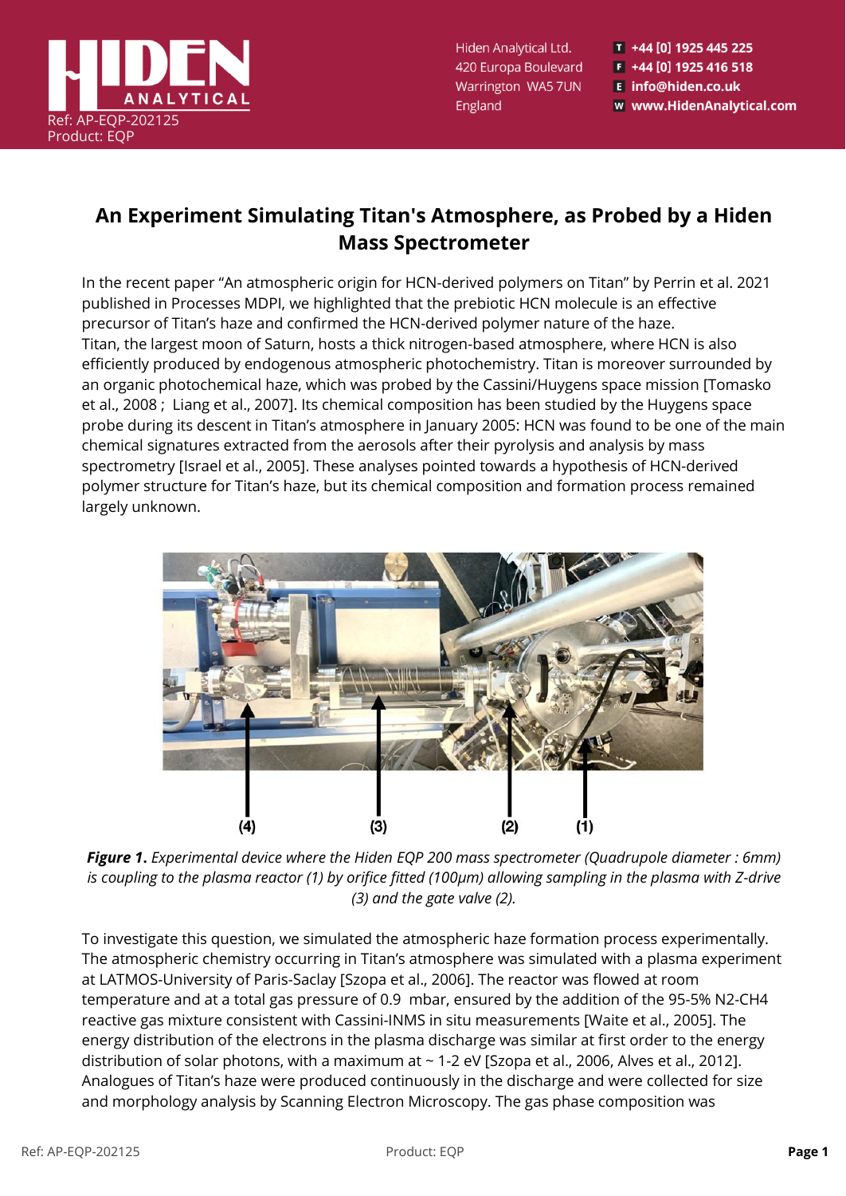# An Experiment Simulating Titan's Atmosphere, as Probed by a Hiden Mass Spectrometer

In the recent paper "An atmospheric origin for HCN-derived polymers on Titan" by Perrin et al. 2021 published in Processes MDPI, we highlighted that the prebiotic HCN molecule is an effective precursor of Titan's haze and confirmed the HCN-derived polymer nature of the haze. Titan, the largest moon of Saturn, hosts a thick nitrogen-based atmosphere, where HCN is also efficiently produced by endogenous atmospheric photochemistry. Titan is moreover surrounded by an organic photochemical haze, which was probed by the Cassini/Huygens space mission [Tomasko et al., 2008 ; Liang et al., 2007]. Its chemical composition has been studied by the Huygens space probe during its descent in Titan's atmosphere in January 2005: HCN was found to be one of the main chemical signatures extracted from the aerosols after their pyrolysis and analysis by mass spectrometry [Israel et al., 2005]. These analyses pointed towards a hypothesis of HCN-derived polymer structure for Titan's haze, but its chemical composition and formation process remained largely unknown.

(4) (3) (2) (1)

***Figure 1.*** *Experimental device where the Hiden EQP 200 mass spectrometer (Quadrupole diameter : 6mm) is coupling to the plasma reactor (1) by orifice fitted (100µm) allowing sampling in the plasma with Z-drive (3) and the gate valve (2).*

To investigate this question, we simulated the atmospheric haze formation process experimentally. The atmospheric chemistry occurring in Titan's atmosphere was simulated with a plasma experiment at LATMOS-University of Paris-Saclay [Szopa et al., 2006]. The reactor was flowed at room temperature and at a total gas pressure of 0.9 mbar, ensured by the addition of the 95-5% $N_2$-$CH_4$ reactive gas mixture consistent with Cassini-INMS in situ measurements [Waite et al., 2005]. The energy distribution of the electrons in the plasma discharge was similar at first order to the energy distribution of solar photons, with a maximum at ~ 1-2 eV [Szopa et al., 2006, Alves et al., 2012]. Analogues of Titan's haze were produced continuously in the discharge and were collected for size and morphology analysis by Scanning Electron Microscopy. The gas phase composition was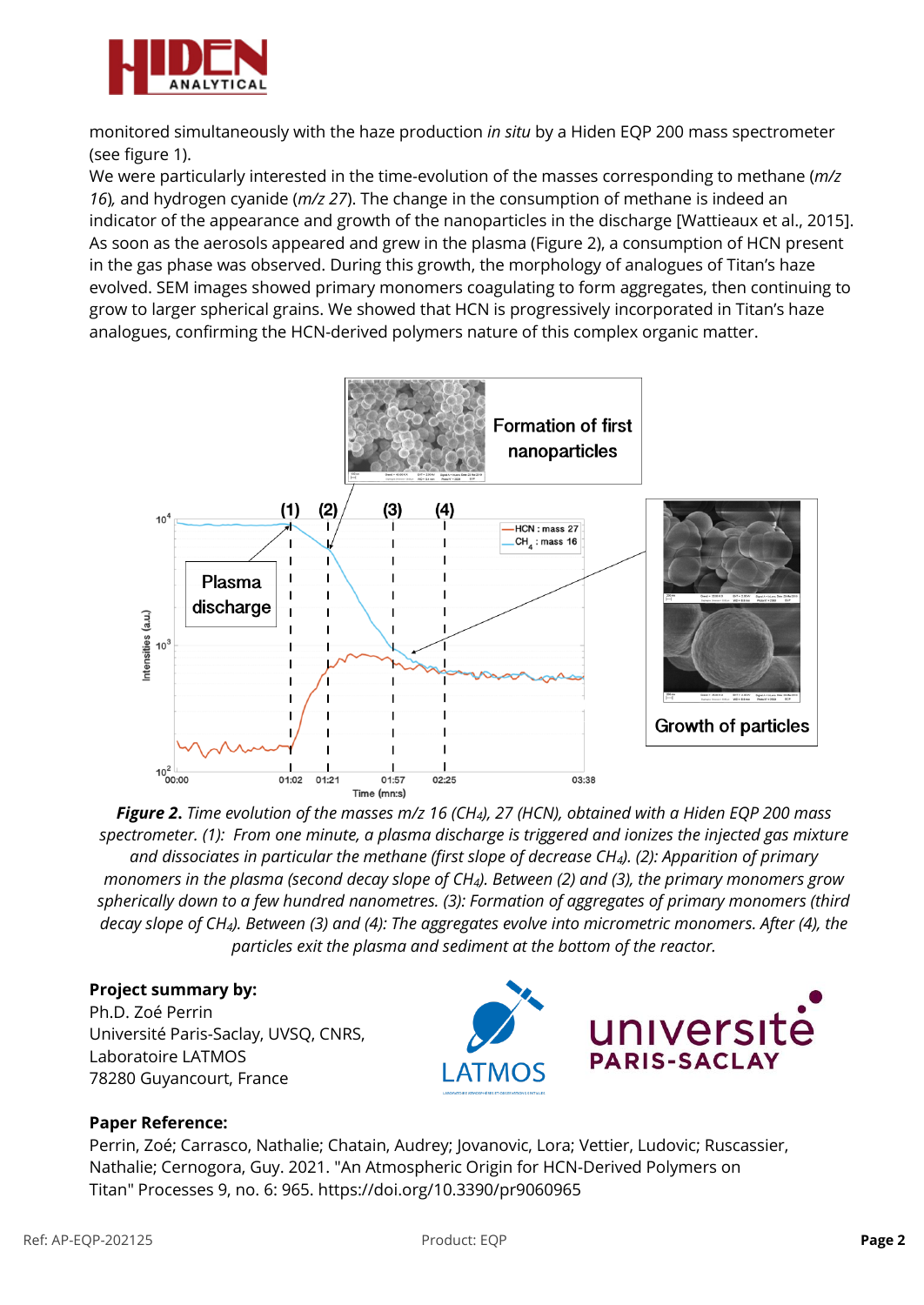monitored simultaneously with the haze production *in situ* by a Hiden EQP 200 mass spectrometer (see figure 1).

We were particularly interested in the time-evolution of the masses corresponding to methane (*m/z 16*), and hydrogen cyanide (*m/z 27*). The change in the consumption of methane is indeed an indicator of the appearance and growth of the nanoparticles in the discharge [Wattieaux et al., 2015]. As soon as the aerosols appeared and grew in the plasma (Figure 2), a consumption of HCN present in the gas phase was observed. During this growth, the morphology of analogues of Titan's haze evolved. SEM images showed primary monomers coagulating to form aggregates, then continuing to grow to larger spherical grains. We showed that HCN is progressively incorporated in Titan's haze analogues, confirming the HCN-derived polymers nature of this complex organic matter.

***Figure 2**. Time evolution of the masses m/z 16 ($CH_4$), 27 (HCN), obtained with a Hiden EQP 200 mass spectrometer. (1): From one minute, a plasma discharge is triggered and ionizes the injected gas mixture and dissociates in particular the methane (first slope of decrease $CH_4$). (2): Apparition of primary monomers in the plasma (second decay slope of $CH_4$). Between (2) and (3), the primary monomers grow spherically down to a few hundred nanometres. (3): Formation of aggregates of primary monomers (third decay slope of $CH_4$). Between (3) and (4): The aggregates evolve into micrometric monomers. After (4), the particles exit the plasma and sediment at the bottom of the reactor.*

**Project summary by:**
Ph.D. Zoé Perrin
Université Paris-Saclay, UVSQ, CNRS,
Laboratoire LATMOS
78280 Guyancourt, France

**Paper Reference:**
Perrin, Zoé; Carrasco, Nathalie; Chatain, Audrey; Jovanovic, Lora; Vettier, Ludovic; Ruscassier, Nathalie; Cernogora, Guy. 2021. "An Atmospheric Origin for HCN-Derived Polymers on Titan" Processes 9, no. 6: 965. https://doi.org/10.3390/pr9060965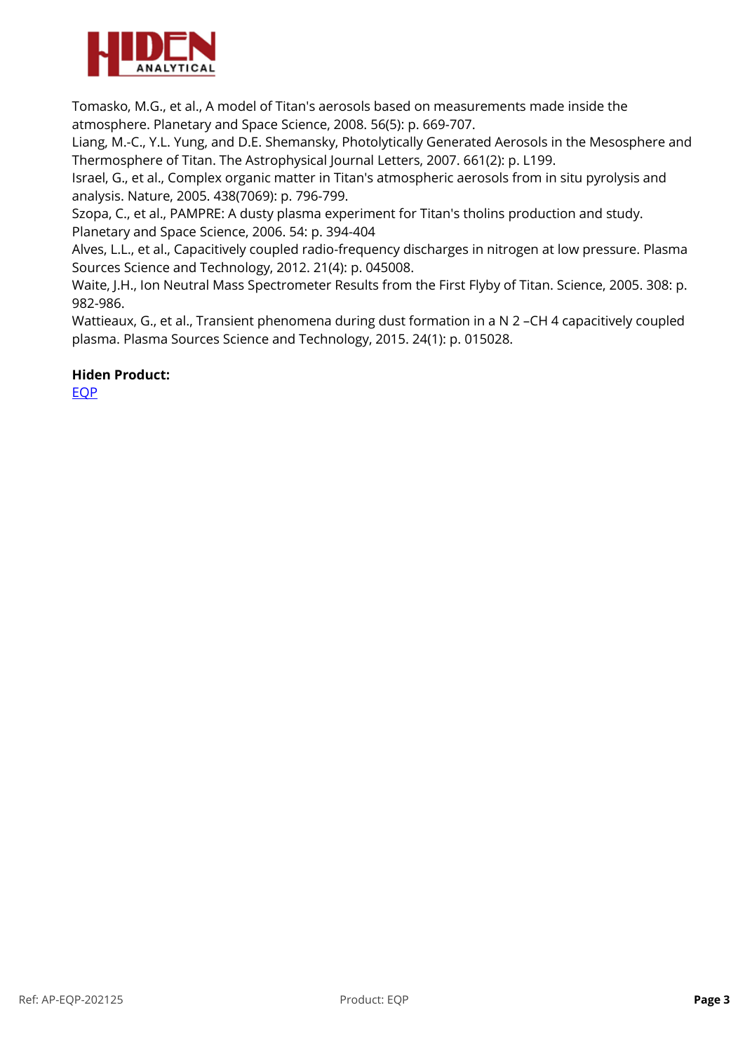Tomasko, M.G., et al., A model of Titan's aerosols based on measurements made inside the atmosphere. Planetary and Space Science, 2008. 56(5): p. 669-707.

Liang, M.-C., Y.L. Yung, and D.E. Shemansky, Photolytically Generated Aerosols in the Mesosphere and Thermosphere of Titan. The Astrophysical Journal Letters, 2007. 661(2): p. L199.

Israel, G., et al., Complex organic matter in Titan's atmospheric aerosols from in situ pyrolysis and analysis. Nature, 2005. 438(7069): p. 796-799.

Szopa, C., et al., PAMPRE: A dusty plasma experiment for Titan's tholins production and study. Planetary and Space Science, 2006. 54: p. 394-404

Alves, L.L., et al., Capacitively coupled radio-frequency discharges in nitrogen at low pressure. Plasma Sources Science and Technology, 2012. 21(4): p. 045008.

Waite, J.H., Ion Neutral Mass Spectrometer Results from the First Flyby of Titan. Science, 2005. 308: p. 982-986.

Wattieaux, G., et al., Transient phenomena during dust formation in a $N_2$–$CH_4$ capacitively coupled plasma. Plasma Sources Science and Technology, 2015. 24(1): p. 015028.

**Hiden Product:**
[EQP]